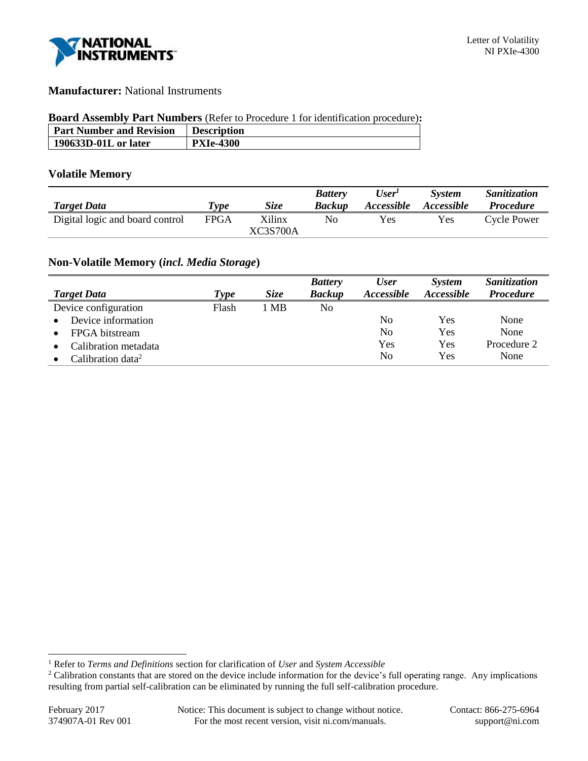Letter of Volatility
NI PXIe-4300

**Manufacturer:** National Instruments

**Board Assembly Part Numbers** (Refer to Procedure 1 for identification procedure)**:**

| Part Number and Revision | Description |
|---|---|
| **190633D-01L or later** | **PXIe-4300** |

## Volatile Memory

| *Target Data* | *Type* | *Size* | *Battery Backup* | *User[1] Accessible* | *System Accessible* | *Sanitization Procedure* |
|---|---|---|---|---|---|---|
| Digital logic and board control | FPGA | Xilinx XC3S700A | No | Yes | Yes | Cycle Power |

## Non-Volatile Memory (*incl. Media Storage*)

| *Target Data* | *Type* | *Size* | *Battery Backup* | *User Accessible* | *System Accessible* | *Sanitization Procedure* |
|---|---|---|---|---|---|---|
| Device configuration | Flash | 1 MB | No | | | |
| • Device information | | | | No | Yes | None |
| • FPGA bitstream | | | | No | Yes | None |
| • Calibration metadata | | | | Yes | Yes | Procedure 2 |
| • Calibration data[2] | | | | No | Yes | None |

[1] Refer to *Terms and Definitions* section for clarification of *User* and *System Accessible*

[2] Calibration constants that are stored on the device include information for the device's full operating range. Any implications resulting from partial self-calibration can be eliminated by running the full self-calibration procedure.

February 2017
374907A-01 Rev 001

Notice: This document is subject to change without notice. For the most recent version, visit ni.com/manuals.

Contact: 866-275-6964
support@ni.com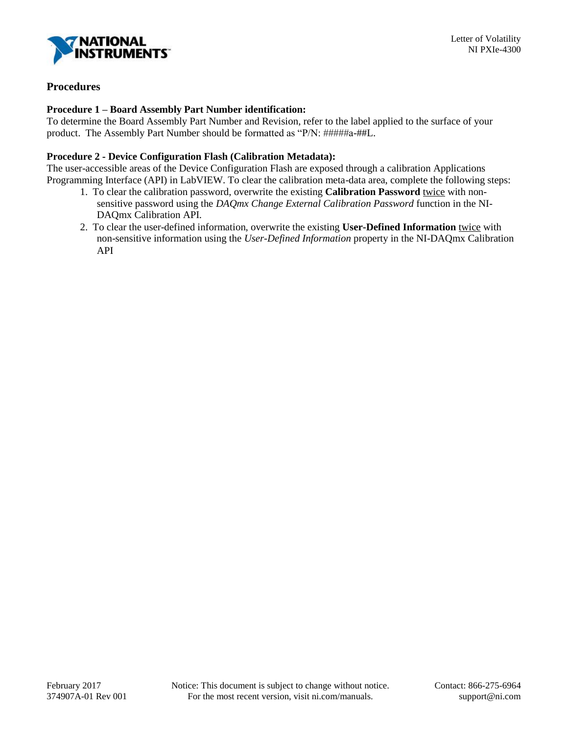## Procedures

### Procedure 1 – Board Assembly Part Number identification:

To determine the Board Assembly Part Number and Revision, refer to the label applied to the surface of your product. The Assembly Part Number should be formatted as "P/N: #####a-##L.

### Procedure 2 - Device Configuration Flash (Calibration Metadata):

The user-accessible areas of the Device Configuration Flash are exposed through a calibration Applications Programming Interface (API) in LabVIEW. To clear the calibration meta-data area, complete the following steps:

1. To clear the calibration password, overwrite the existing **Calibration Password** <u>twice</u> with non-sensitive password using the *DAQmx Change External Calibration Password* function in the NI-DAQmx Calibration API.
2. To clear the user-defined information, overwrite the existing **User-Defined Information** <u>twice</u> with non-sensitive information using the *User-Defined Information* property in the NI-DAQmx Calibration API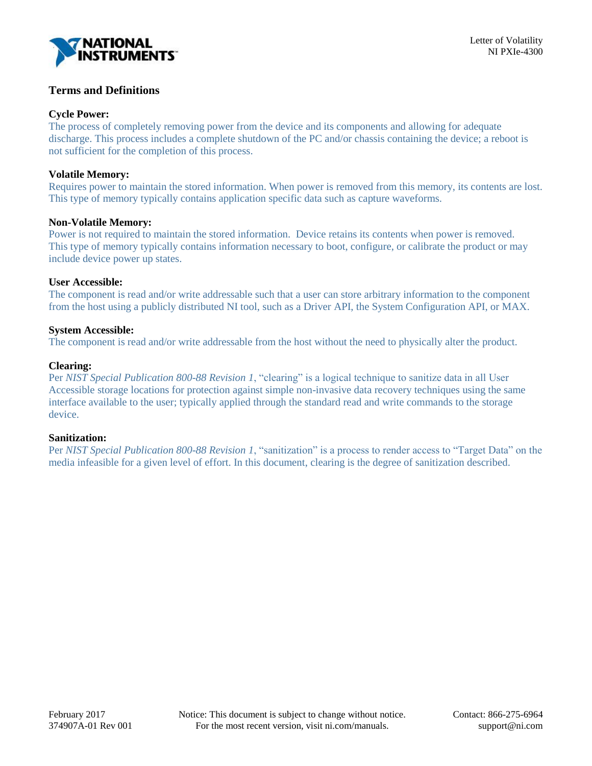## Terms and Definitions

### Cycle Power:

The process of completely removing power from the device and its components and allowing for adequate discharge. This process includes a complete shutdown of the PC and/or chassis containing the device; a reboot is not sufficient for the completion of this process.

### Volatile Memory:

Requires power to maintain the stored information. When power is removed from this memory, its contents are lost. This type of memory typically contains application specific data such as capture waveforms.

### Non-Volatile Memory:

Power is not required to maintain the stored information. Device retains its contents when power is removed. This type of memory typically contains information necessary to boot, configure, or calibrate the product or may include device power up states.

### User Accessible:

The component is read and/or write addressable such that a user can store arbitrary information to the component from the host using a publicly distributed NI tool, such as a Driver API, the System Configuration API, or MAX.

### System Accessible:

The component is read and/or write addressable from the host without the need to physically alter the product.

### Clearing:

Per *NIST Special Publication 800-88 Revision 1*, "clearing" is a logical technique to sanitize data in all User Accessible storage locations for protection against simple non-invasive data recovery techniques using the same interface available to the user; typically applied through the standard read and write commands to the storage device.

### Sanitization:

Per *NIST Special Publication 800-88 Revision 1*, "sanitization" is a process to render access to "Target Data" on the media infeasible for a given level of effort. In this document, clearing is the degree of sanitization described.